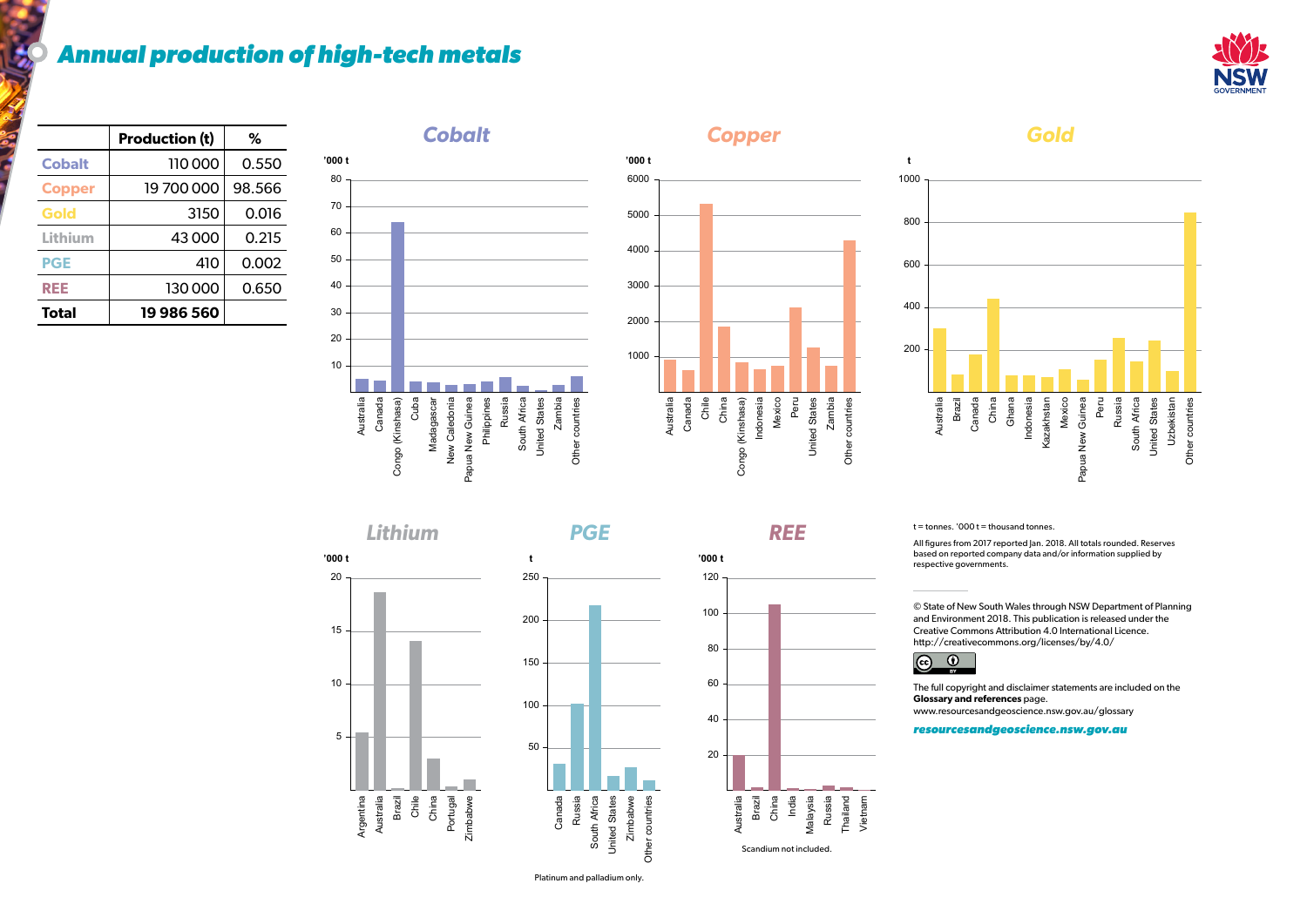# Annual production of high-tech metals

| | Production (t) | % |
|---|---|---|
| Cobalt | 110 000 | 0.550 |
| Copper | 19 700 000 | 98.566 |
| Gold | 3150 | 0.016 |
| Lithium | 43 000 | 0.215 |
| PGE | 410 | 0.002 |
| REE | 130 000 | 0.650 |
| **Total** | **19 986 560** | |

## Cobalt

'000 t

Australia, Canada, Congo (Kinshasa), Cuba, Madagascar, New Caledonia, Papua New Guinea, Philippines, Russia, South Africa, United States, Zambia, Other countries

## Copper

'000 t

Australia, Canada, Chile, China, Congo (Kinshasa), Indonesia, Mexico, Peru, United States, Zambia, Other countries

## Gold

t

Australia, Brazil, Canada, China, Ghana, Indonesia, Kazakhstan, Mexico, Papua New Guinea, Peru, Russia, South Africa, United States, Uzbekistan, Other countries

## Lithium

'000 t

Argentina, Australia, Brazil, Chile, China, Portugal, Zimbabwe

## PGE

t

Canada, Russia, South Africa, United States, Zimbabwe, Other countries

Platinum and palladium only.

## REE

'000 t

Australia, Brazil, China, India, Malaysia, Russia, Thailand, Vietnam

Scandium not included.

t = tonnes. '000 t = thousand tonnes.

All figures from 2017 reported Jan. 2018. All totals rounded. Reserves based on reported company data and/or information supplied by respective governments.

© State of New South Wales through NSW Department of Planning and Environment 2018. This publication is released under the Creative Commons Attribution 4.0 International Licence. http://creativecommons.org/licenses/by/4.0/

The full copyright and disclaimer statements are included on the **Glossary and references** page. www.resourcesandgeoscience.nsw.gov.au/glossary

*resourcesandgeoscience.nsw.gov.au*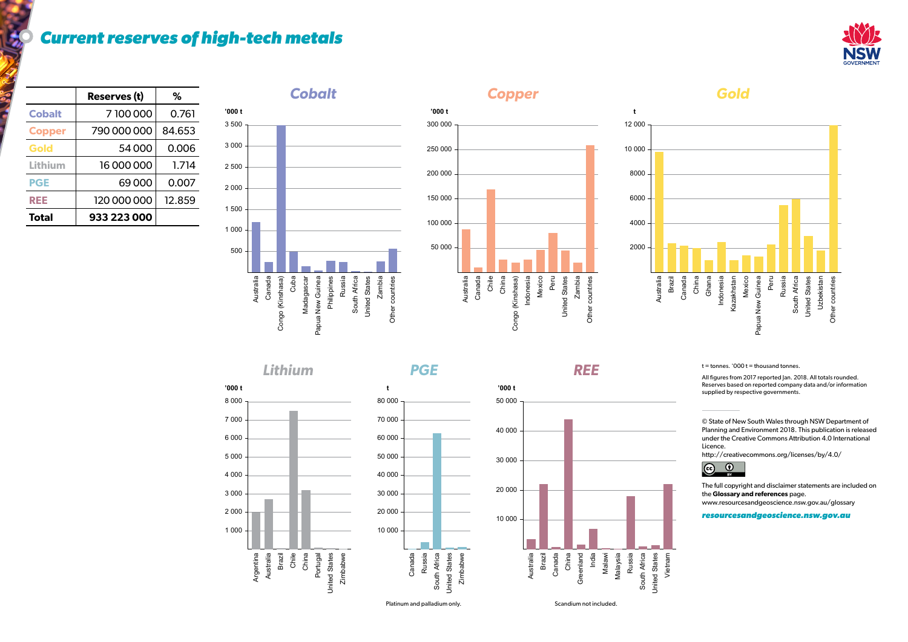## Current reserves of high-tech metals

|  | Reserves (t) | % |
|---|---|---|
| Cobalt | 7 100 000 | 0.761 |
| Copper | 790 000 000 | 84.653 |
| Gold | 54 000 | 0.006 |
| Lithium | 16 000 000 | 1.714 |
| PGE | 69 000 | 0.007 |
| REE | 120 000 000 | 12.859 |
| **Total** | **933 223 000** |  |

### Cobalt

'000 t

3 500
3 000
2 500
2 000
1 500
1 000
500

Australia, Canada, Congo (Kinshasa), Cuba, Madagascar, Papua New Guinea, Philippines, Russia, South Africa, United States, Zambia, Other countries

### Copper

'000 t

300 000
250 000
200 000
150 000
100 000
50 000

Australia, Canada, Chile, China, Congo (Kinshasa), Indonesia, Mexico, Peru, United States, Zambia, Other countries

### Gold

t

12 000
10 000
8000
6000
4000
2000

Australia, Brazil, Canada, China, Ghana, Indonesia, Kazakhstan, Mexico, Papua New Guinea, Peru, Russia, South Africa, United States, Uzbekistan, Other countries

### Lithium

'000 t

8 000
7 000
6 000
5 000
4 000
3 000
2 000
1 000

Argentina, Australia, Brazil, Chile, China, Portugal, United States, Zimbabwe

### PGE

t

80 000
70 000
60 000
50 000
40 000
30 000
20 000
10 000

Canada, Russia, South Africa, United States, Zimbabwe

Platinum and palladium only.

### REE

'000 t

50 000
40 000
30 000
20 000
10 000

Australia, Brazil, Canada, China, Greenland, India, Malawi, Malaysia, Russia, South Africa, United States, Vietnam

Scandium not included.

t = tonnes. '000 t = thousand tonnes.

All figures from 2017 reported Jan. 2018. All totals rounded. Reserves based on reported company data and/or information supplied by respective governments.

© State of New South Wales through NSW Department of Planning and Environment 2018. This publication is released under the Creative Commons Attribution 4.0 International Licence.
http://creativecommons.org/licenses/by/4.0/

The full copyright and disclaimer statements are included on the **Glossary and references** page.
www.resourcesandgeoscience.nsw.gov.au/glossary

***resourcesandgeoscience.nsw.gov.au***